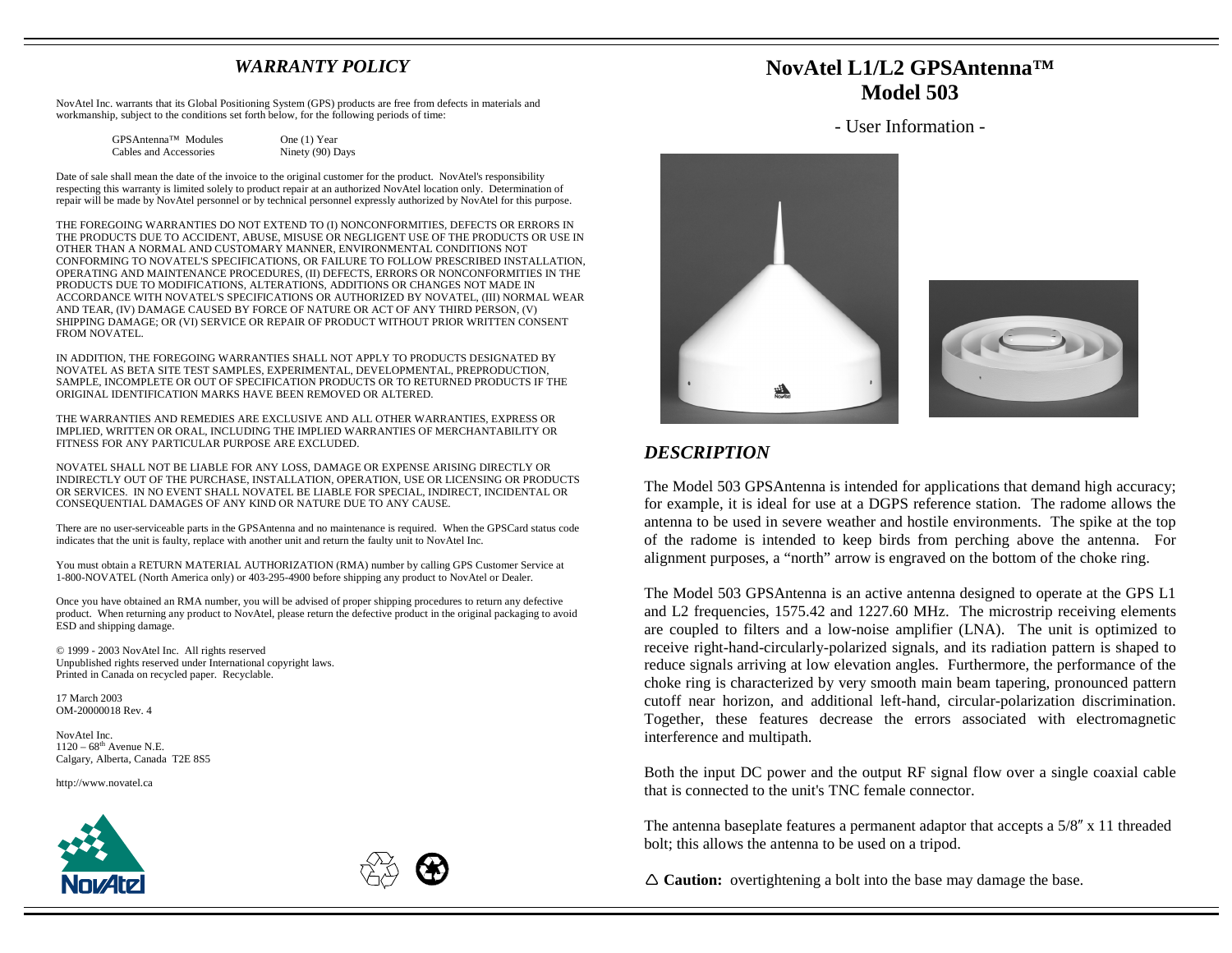## *WARRANTY POLICY*

NovAtel Inc. warrants that its Global Positioning System (GPS) products are free from defects in materials and workmanship, subject to the conditions set forth below, for the following periods of time:

| | |
|---|---|
| GPSAntenna™ Modules | One (1) Year |
| Cables and Accessories | Ninety (90) Days |

Date of sale shall mean the date of the invoice to the original customer for the product. NovAtel's responsibility respecting this warranty is limited solely to product repair at an authorized NovAtel location only. Determination of repair will be made by NovAtel personnel or by technical personnel expressly authorized by NovAtel for this purpose.

THE FOREGOING WARRANTIES DO NOT EXTEND TO (I) NONCONFORMITIES, DEFECTS OR ERRORS IN THE PRODUCTS DUE TO ACCIDENT, ABUSE, MISUSE OR NEGLIGENT USE OF THE PRODUCTS OR USE IN OTHER THAN A NORMAL AND CUSTOMARY MANNER, ENVIRONMENTAL CONDITIONS NOT CONFORMING TO NOVATEL'S SPECIFICATIONS, OR FAILURE TO FOLLOW PRESCRIBED INSTALLATION, OPERATING AND MAINTENANCE PROCEDURES, (II) DEFECTS, ERRORS OR NONCONFORMITIES IN THE PRODUCTS DUE TO MODIFICATIONS, ALTERATIONS, ADDITIONS OR CHANGES NOT MADE IN ACCORDANCE WITH NOVATEL'S SPECIFICATIONS OR AUTHORIZED BY NOVATEL, (III) NORMAL WEAR AND TEAR, (IV) DAMAGE CAUSED BY FORCE OF NATURE OR ACT OF ANY THIRD PERSON, (V) SHIPPING DAMAGE; OR (VI) SERVICE OR REPAIR OF PRODUCT WITHOUT PRIOR WRITTEN CONSENT FROM NOVATEL.

IN ADDITION, THE FOREGOING WARRANTIES SHALL NOT APPLY TO PRODUCTS DESIGNATED BY NOVATEL AS BETA SITE TEST SAMPLES, EXPERIMENTAL, DEVELOPMENTAL, PREPRODUCTION, SAMPLE, INCOMPLETE OR OUT OF SPECIFICATION PRODUCTS OR TO RETURNED PRODUCTS IF THE ORIGINAL IDENTIFICATION MARKS HAVE BEEN REMOVED OR ALTERED.

THE WARRANTIES AND REMEDIES ARE EXCLUSIVE AND ALL OTHER WARRANTIES, EXPRESS OR IMPLIED, WRITTEN OR ORAL, INCLUDING THE IMPLIED WARRANTIES OF MERCHANTABILITY OR FITNESS FOR ANY PARTICULAR PURPOSE ARE EXCLUDED.

NOVATEL SHALL NOT BE LIABLE FOR ANY LOSS, DAMAGE OR EXPENSE ARISING DIRECTLY OR INDIRECTLY OUT OF THE PURCHASE, INSTALLATION, OPERATION, USE OR LICENSING OR PRODUCTS OR SERVICES. IN NO EVENT SHALL NOVATEL BE LIABLE FOR SPECIAL, INDIRECT, INCIDENTAL OR CONSEQUENTIAL DAMAGES OF ANY KIND OR NATURE DUE TO ANY CAUSE.

There are no user-serviceable parts in the GPSAntenna and no maintenance is required. When the GPSCard status code indicates that the unit is faulty, replace with another unit and return the faulty unit to NovAtel Inc.

You must obtain a RETURN MATERIAL AUTHORIZATION (RMA) number by calling GPS Customer Service at 1-800-NOVATEL (North America only) or 403-295-4900 before shipping any product to NovAtel or Dealer.

Once you have obtained an RMA number, you will be advised of proper shipping procedures to return any defective product. When returning any product to NovAtel, please return the defective product in the original packaging to avoid ESD and shipping damage.

© 1999 - 2003 NovAtel Inc. All rights reserved
Unpublished rights reserved under International copyright laws.
Printed in Canada on recycled paper. Recyclable.

17 March 2003
OM-20000018 Rev. 4

NovAtel Inc.
1120 – 68th Avenue N.E.
Calgary, Alberta, Canada T2E 8S5

http://www.novatel.ca

# NovAtel L1/L2 GPSAntenna™ Model 503

- User Information -

## *DESCRIPTION*

The Model 503 GPSAntenna is intended for applications that demand high accuracy; for example, it is ideal for use at a DGPS reference station. The radome allows the antenna to be used in severe weather and hostile environments. The spike at the top of the radome is intended to keep birds from perching above the antenna. For alignment purposes, a "north" arrow is engraved on the bottom of the choke ring.

The Model 503 GPSAntenna is an active antenna designed to operate at the GPS L1 and L2 frequencies, 1575.42 and 1227.60 MHz. The microstrip receiving elements are coupled to filters and a low-noise amplifier (LNA). The unit is optimized to receive right-hand-circularly-polarized signals, and its radiation pattern is shaped to reduce signals arriving at low elevation angles. Furthermore, the performance of the choke ring is characterized by very smooth main beam tapering, pronounced pattern cutoff near horizon, and additional left-hand, circular-polarization discrimination. Together, these features decrease the errors associated with electromagnetic interference and multipath.

Both the input DC power and the output RF signal flow over a single coaxial cable that is connected to the unit's TNC female connector.

The antenna baseplate features a permanent adaptor that accepts a 5/8″ x 11 threaded bolt; this allows the antenna to be used on a tripod.

△ **Caution:** overtightening a bolt into the base may damage the base.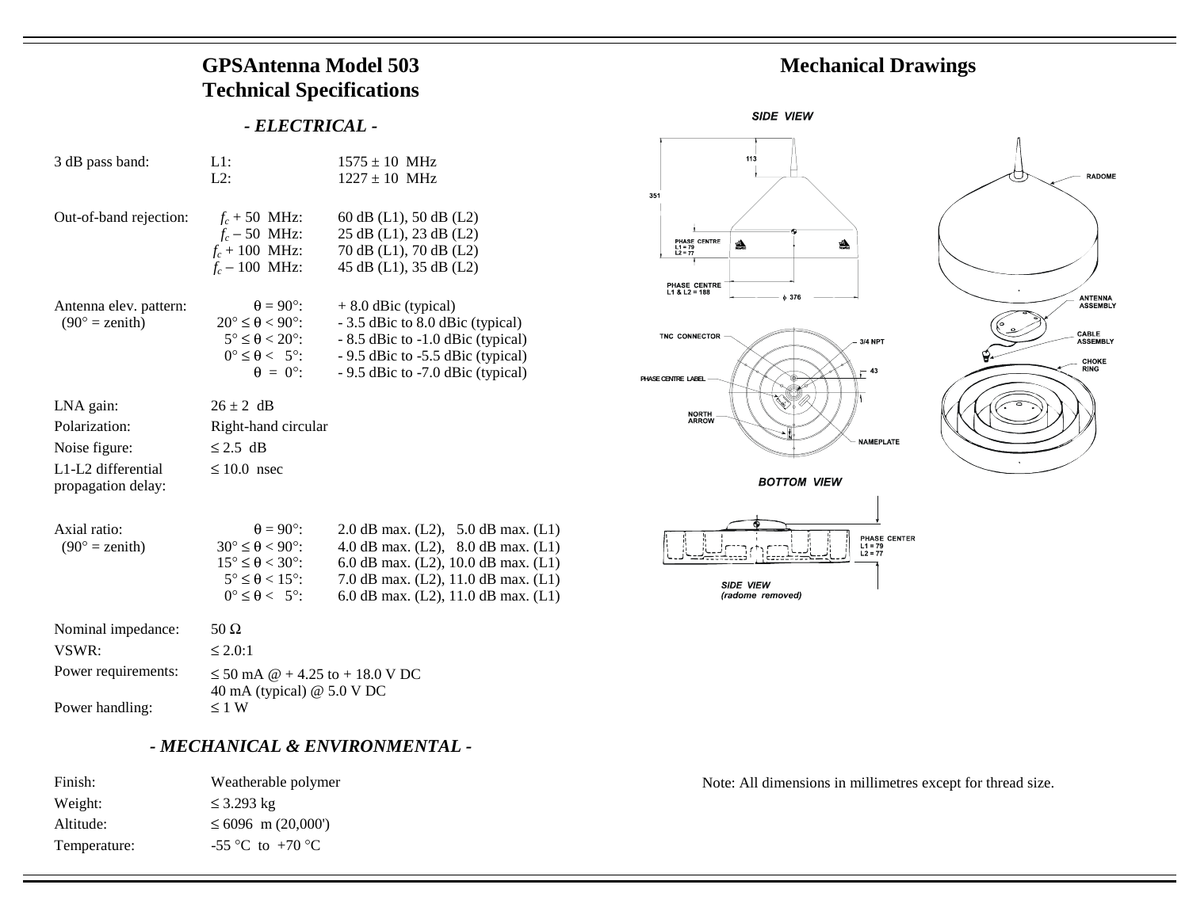# GPSAntenna Model 503 Technical Specifications

## - *ELECTRICAL* -

| | | |
|---|---|---|
| 3 dB pass band: | L1: | 1575 ± 10 MHz |
| | L2: | 1227 ± 10 MHz |
| Out-of-band rejection: | $f_c$ + 50 MHz: | 60 dB (L1), 50 dB (L2) |
| | $f_c$ – 50 MHz: | 25 dB (L1), 23 dB (L2) |
| | $f_c$ + 100 MHz: | 70 dB (L1), 70 dB (L2) |
| | $f_c$ – 100 MHz: | 45 dB (L1), 35 dB (L2) |
| Antenna elev. pattern: (90° = zenith) | θ = 90°: | + 8.0 dBic (typical) |
| | 20° ≤ θ < 90°: | - 3.5 dBic to 8.0 dBic (typical) |
| | 5° ≤ θ < 20°: | - 8.5 dBic to -1.0 dBic (typical) |
| | 0° ≤ θ < 5°: | - 9.5 dBic to -5.5 dBic (typical) |
| | θ = 0°: | - 9.5 dBic to -7.0 dBic (typical) |
| LNA gain: | 26 ± 2 dB | |
| Polarization: | Right-hand circular | |
| Noise figure: | ≤ 2.5 dB | |
| L1-L2 differential propagation delay: | ≤ 10.0 nsec | |
| Axial ratio: (90° = zenith) | θ = 90°: | 2.0 dB max. (L2), 5.0 dB max. (L1) |
| | 30° ≤ θ < 90°: | 4.0 dB max. (L2), 8.0 dB max. (L1) |
| | 15° ≤ θ < 30°: | 6.0 dB max. (L2), 10.0 dB max. (L1) |
| | 5° ≤ θ < 15°: | 7.0 dB max. (L2), 11.0 dB max. (L1) |
| | 0° ≤ θ < 5°: | 6.0 dB max. (L2), 11.0 dB max. (L1) |
| Nominal impedance: | 50 Ω | |
| VSWR: | ≤ 2.0:1 | |
| Power requirements: | ≤ 50 mA @ + 4.25 to + 18.0 V DC<br>40 mA (typical) @ 5.0 V DC | |
| Power handling: | ≤ 1 W | |

## - *MECHANICAL & ENVIRONMENTAL* -

| | |
|---|---|
| Finish: | Weatherable polymer |
| Weight: | ≤ 3.293 kg |
| Altitude: | ≤ 6096 m (20,000') |
| Temperature: | -55 °C to +70 °C |

# Mechanical Drawings

SIDE VIEW

113

351

PHASE CENTRE
L1 = 79
L2 = 77

PHASE CENTRE
L1 & L2 = 188

ϕ 376

RADOME

ANTENNA ASSEMBLY

CABLE ASSEMBLY

CHOKE RING

TNC CONNECTOR

3/4 NPT

43

PHASE CENTRE LABEL

NORTH ARROW

NAMEPLATE

BOTTOM VIEW

PHASE CENTER
L1 = 79
L2 = 77

SIDE VIEW
(radome removed)

Note: All dimensions in millimetres except for thread size.